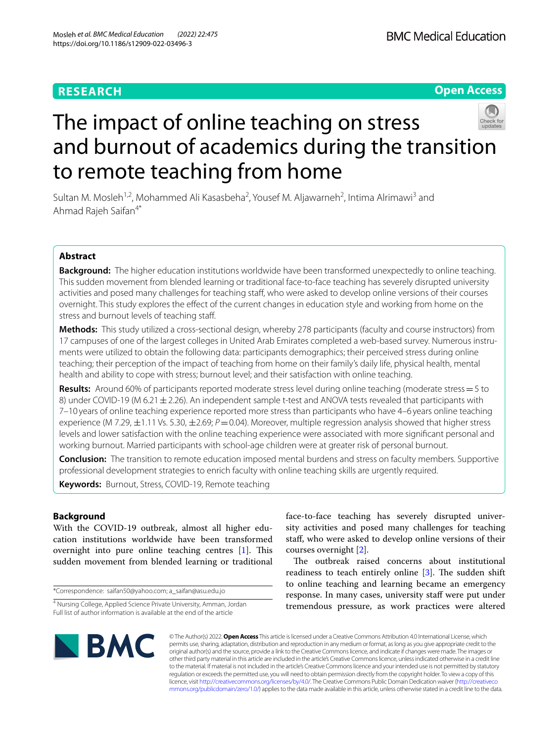RESEARCH

Open Access

# The impact of online teaching on stress and burnout of academics during the transition to remote teaching from home

Sultan M. Mosleh[1,2], Mohammed Ali Kasasbeha[2], Yousef M. Aljawarneh[2], Intima Alrimawi[3] and Ahmad Rajeh Saifan[4*]

## Abstract

**Background:** The higher education institutions worldwide have been transformed unexpectedly to online teaching. This sudden movement from blended learning or traditional face-to-face teaching has severely disrupted university activities and posed many challenges for teaching staff, who were asked to develop online versions of their courses overnight. This study explores the effect of the current changes in education style and working from home on the stress and burnout levels of teaching staff.

**Methods:** This study utilized a cross-sectional design, whereby 278 participants (faculty and course instructors) from 17 campuses of one of the largest colleges in United Arab Emirates completed a web-based survey. Numerous instruments were utilized to obtain the following data: participants demographics; their perceived stress during online teaching; their perception of the impact of teaching from home on their family's daily life, physical health, mental health and ability to cope with stress; burnout level; and their satisfaction with online teaching.

**Results:** Around 60% of participants reported moderate stress level during online teaching (moderate stress = 5 to 8) under COVID-19 (M 6.21 ± 2.26). An independent sample t-test and ANOVA tests revealed that participants with 7–10 years of online teaching experience reported more stress than participants who have 4–6 years online teaching experience (M 7.29, ±1.11 Vs. 5.30, ±2.69; $P = 0.04$). Moreover, multiple regression analysis showed that higher stress levels and lower satisfaction with the online teaching experience were associated with more significant personal and working burnout. Married participants with school-age children were at greater risk of personal burnout.

**Conclusion:** The transition to remote education imposed mental burdens and stress on faculty members. Supportive professional development strategies to enrich faculty with online teaching skills are urgently required.

**Keywords:** Burnout, Stress, COVID-19, Remote teaching

## Background

With the COVID-19 outbreak, almost all higher education institutions worldwide have been transformed overnight into pure online teaching centres [1]. This sudden movement from blended learning or traditional face-to-face teaching has severely disrupted university activities and posed many challenges for teaching staff, who were asked to develop online versions of their courses overnight [2].

The outbreak raised concerns about institutional readiness to teach entirely online [3]. The sudden shift to online teaching and learning became an emergency response. In many cases, university staff were put under tremendous pressure, as work practices were altered

*Correspondence: saifan50@yahoo.com; a_saifan@asu.edu.jo

[4] Nursing College, Applied Science Private University, Amman, Jordan
Full list of author information is available at the end of the article

© The Author(s) 2022. **Open Access** This article is licensed under a Creative Commons Attribution 4.0 International License, which permits use, sharing, adaptation, distribution and reproduction in any medium or format, as long as you give appropriate credit to the original author(s) and the source, provide a link to the Creative Commons licence, and indicate if changes were made. The images or other third party material in this article are included in the article's Creative Commons licence, unless indicated otherwise in a credit line to the material. If material is not included in the article's Creative Commons licence and your intended use is not permitted by statutory regulation or exceeds the permitted use, you will need to obtain permission directly from the copyright holder. To view a copy of this licence, visit http://creativecommons.org/licenses/by/4.0/. The Creative Commons Public Domain Dedication waiver (http://creativecommons.org/publicdomain/zero/1.0/) applies to the data made available in this article, unless otherwise stated in a credit line to the data.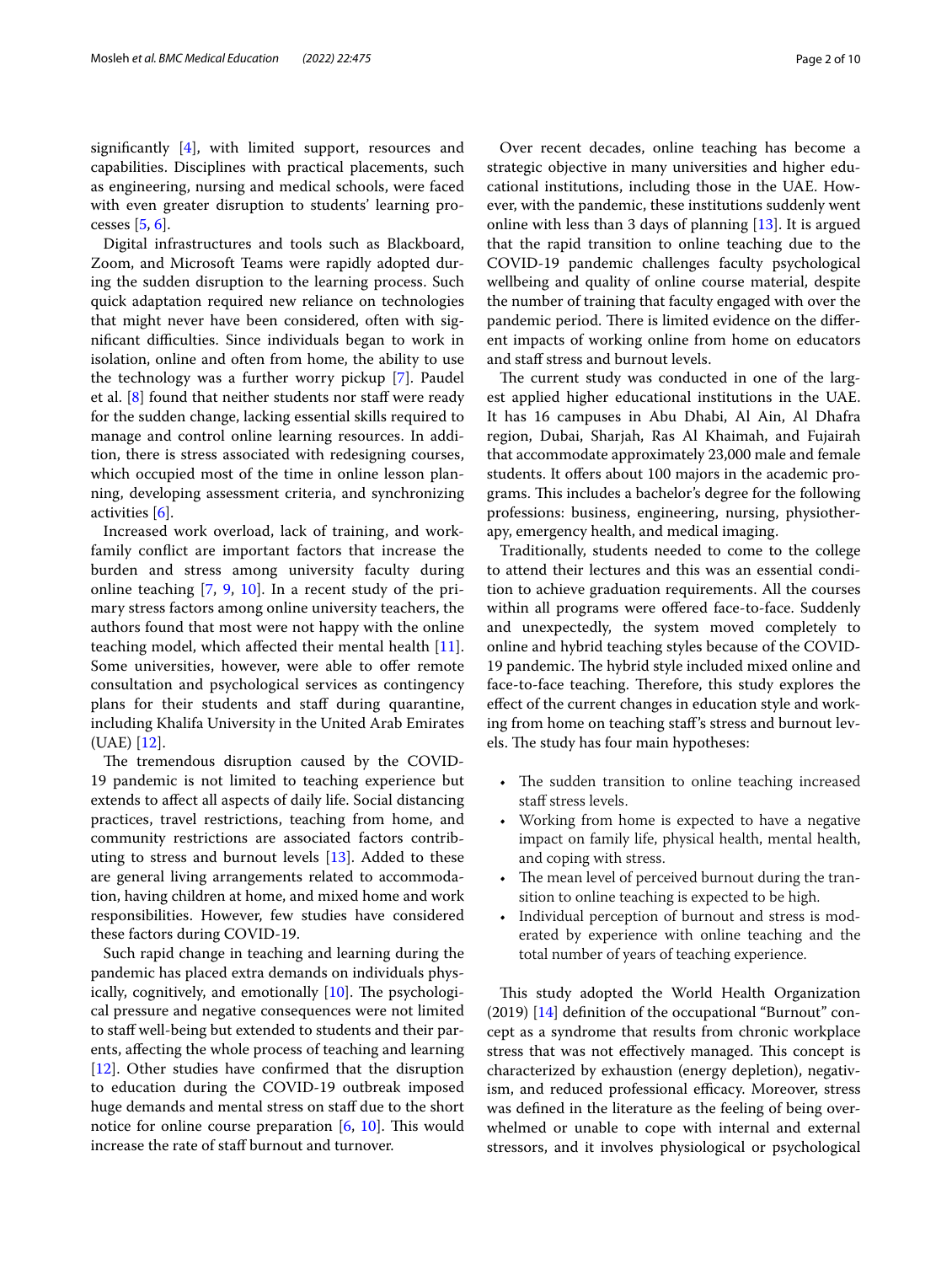significantly [4], with limited support, resources and capabilities. Disciplines with practical placements, such as engineering, nursing and medical schools, were faced with even greater disruption to students' learning processes [5, 6].

Digital infrastructures and tools such as Blackboard, Zoom, and Microsoft Teams were rapidly adopted during the sudden disruption to the learning process. Such quick adaptation required new reliance on technologies that might never have been considered, often with significant difficulties. Since individuals began to work in isolation, online and often from home, the ability to use the technology was a further worry pickup [7]. Paudel et al. [8] found that neither students nor staff were ready for the sudden change, lacking essential skills required to manage and control online learning resources. In addition, there is stress associated with redesigning courses, which occupied most of the time in online lesson planning, developing assessment criteria, and synchronizing activities [6].

Increased work overload, lack of training, and work-family conflict are important factors that increase the burden and stress among university faculty during online teaching [7, 9, 10]. In a recent study of the primary stress factors among online university teachers, the authors found that most were not happy with the online teaching model, which affected their mental health [11]. Some universities, however, were able to offer remote consultation and psychological services as contingency plans for their students and staff during quarantine, including Khalifa University in the United Arab Emirates (UAE) [12].

The tremendous disruption caused by the COVID-19 pandemic is not limited to teaching experience but extends to affect all aspects of daily life. Social distancing practices, travel restrictions, teaching from home, and community restrictions are associated factors contributing to stress and burnout levels [13]. Added to these are general living arrangements related to accommodation, having children at home, and mixed home and work responsibilities. However, few studies have considered these factors during COVID-19.

Such rapid change in teaching and learning during the pandemic has placed extra demands on individuals physically, cognitively, and emotionally [10]. The psychological pressure and negative consequences were not limited to staff well-being but extended to students and their parents, affecting the whole process of teaching and learning [12]. Other studies have confirmed that the disruption to education during the COVID-19 outbreak imposed huge demands and mental stress on staff due to the short notice for online course preparation [6, 10]. This would increase the rate of staff burnout and turnover.

Over recent decades, online teaching has become a strategic objective in many universities and higher educational institutions, including those in the UAE. However, with the pandemic, these institutions suddenly went online with less than 3 days of planning [13]. It is argued that the rapid transition to online teaching due to the COVID-19 pandemic challenges faculty psychological wellbeing and quality of online course material, despite the number of training that faculty engaged with over the pandemic period. There is limited evidence on the different impacts of working online from home on educators and staff stress and burnout levels.

The current study was conducted in one of the largest applied higher educational institutions in the UAE. It has 16 campuses in Abu Dhabi, Al Ain, Al Dhafra region, Dubai, Sharjah, Ras Al Khaimah, and Fujairah that accommodate approximately 23,000 male and female students. It offers about 100 majors in the academic programs. This includes a bachelor's degree for the following professions: business, engineering, nursing, physiotherapy, emergency health, and medical imaging.

Traditionally, students needed to come to the college to attend their lectures and this was an essential condition to achieve graduation requirements. All the courses within all programs were offered face-to-face. Suddenly and unexpectedly, the system moved completely to online and hybrid teaching styles because of the COVID-19 pandemic. The hybrid style included mixed online and face-to-face teaching. Therefore, this study explores the effect of the current changes in education style and working from home on teaching staff's stress and burnout levels. The study has four main hypotheses:

- The sudden transition to online teaching increased staff stress levels.
- Working from home is expected to have a negative impact on family life, physical health, mental health, and coping with stress.
- The mean level of perceived burnout during the transition to online teaching is expected to be high.
- Individual perception of burnout and stress is moderated by experience with online teaching and the total number of years of teaching experience.

This study adopted the World Health Organization (2019) [14] definition of the occupational "Burnout" concept as a syndrome that results from chronic workplace stress that was not effectively managed. This concept is characterized by exhaustion (energy depletion), negativism, and reduced professional efficacy. Moreover, stress was defined in the literature as the feeling of being overwhelmed or unable to cope with internal and external stressors, and it involves physiological or psychological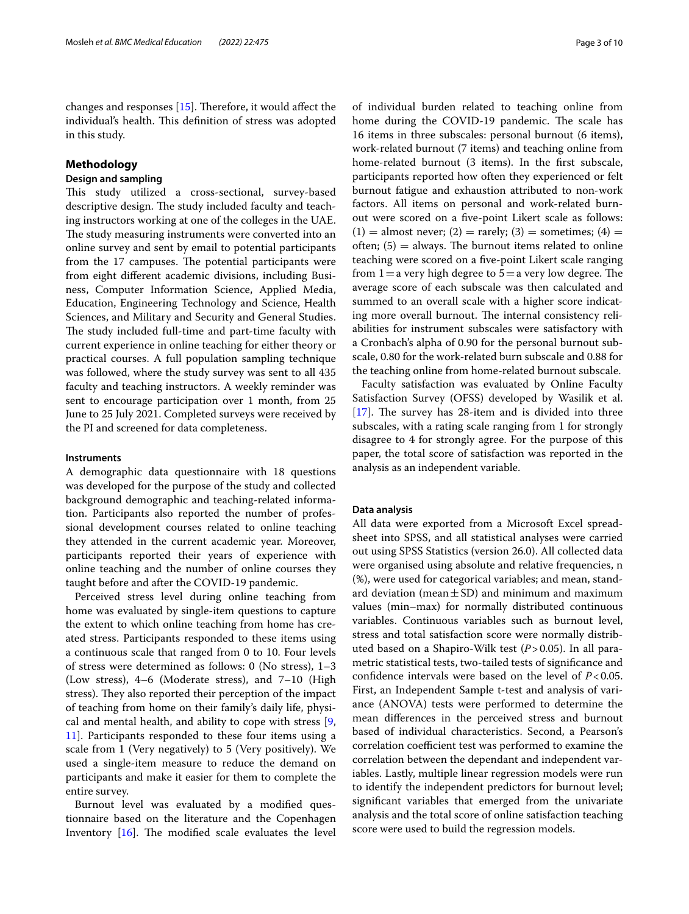changes and responses [15]. Therefore, it would affect the individual's health. This definition of stress was adopted in this study.

## Methodology

### Design and sampling

This study utilized a cross-sectional, survey-based descriptive design. The study included faculty and teaching instructors working at one of the colleges in the UAE. The study measuring instruments were converted into an online survey and sent by email to potential participants from the 17 campuses. The potential participants were from eight different academic divisions, including Business, Computer Information Science, Applied Media, Education, Engineering Technology and Science, Health Sciences, and Military and Security and General Studies. The study included full-time and part-time faculty with current experience in online teaching for either theory or practical courses. A full population sampling technique was followed, where the study survey was sent to all 435 faculty and teaching instructors. A weekly reminder was sent to encourage participation over 1 month, from 25 June to 25 July 2021. Completed surveys were received by the PI and screened for data completeness.

### Instruments

A demographic data questionnaire with 18 questions was developed for the purpose of the study and collected background demographic and teaching-related information. Participants also reported the number of professional development courses related to online teaching they attended in the current academic year. Moreover, participants reported their years of experience with online teaching and the number of online courses they taught before and after the COVID-19 pandemic.

Perceived stress level during online teaching from home was evaluated by single-item questions to capture the extent to which online teaching from home has created stress. Participants responded to these items using a continuous scale that ranged from 0 to 10. Four levels of stress were determined as follows: 0 (No stress), 1–3 (Low stress), 4–6 (Moderate stress), and 7–10 (High stress). They also reported their perception of the impact of teaching from home on their family's daily life, physical and mental health, and ability to cope with stress [9, 11]. Participants responded to these four items using a scale from 1 (Very negatively) to 5 (Very positively). We used a single-item measure to reduce the demand on participants and make it easier for them to complete the entire survey.

Burnout level was evaluated by a modified questionnaire based on the literature and the Copenhagen Inventory [16]. The modified scale evaluates the level of individual burden related to teaching online from home during the COVID-19 pandemic. The scale has 16 items in three subscales: personal burnout (6 items), work-related burnout (7 items) and teaching online from home-related burnout (3 items). In the first subscale, participants reported how often they experienced or felt burnout fatigue and exhaustion attributed to non-work factors. All items on personal and work-related burnout were scored on a five-point Likert scale as follows: (1) = almost never; (2) = rarely; (3) = sometimes; (4) = often; (5) = always. The burnout items related to online teaching were scored on a five-point Likert scale ranging from 1 = a very high degree to 5 = a very low degree. The average score of each subscale was then calculated and summed to an overall scale with a higher score indicating more overall burnout. The internal consistency reliabilities for instrument subscales were satisfactory with a Cronbach's alpha of 0.90 for the personal burnout subscale, 0.80 for the work-related burn subscale and 0.88 for the teaching online from home-related burnout subscale.

Faculty satisfaction was evaluated by Online Faculty Satisfaction Survey (OFSS) developed by Wasilik et al. [17]. The survey has 28-item and is divided into three subscales, with a rating scale ranging from 1 for strongly disagree to 4 for strongly agree. For the purpose of this paper, the total score of satisfaction was reported in the analysis as an independent variable.

### Data analysis

All data were exported from a Microsoft Excel spreadsheet into SPSS, and all statistical analyses were carried out using SPSS Statistics (version 26.0). All collected data were organised using absolute and relative frequencies, n (%), were used for categorical variables; and mean, standard deviation (mean ± SD) and minimum and maximum values (min–max) for normally distributed continuous variables. Continuous variables such as burnout level, stress and total satisfaction score were normally distributed based on a Shapiro-Wilk test ($P > 0.05$). In all parametric statistical tests, two-tailed tests of significance and confidence intervals were based on the level of $P < 0.05$. First, an Independent Sample t-test and analysis of variance (ANOVA) tests were performed to determine the mean differences in the perceived stress and burnout based of individual characteristics. Second, a Pearson's correlation coefficient test was performed to examine the correlation between the dependant and independent variables. Lastly, multiple linear regression models were run to identify the independent predictors for burnout level; significant variables that emerged from the univariate analysis and the total score of online satisfaction teaching score were used to build the regression models.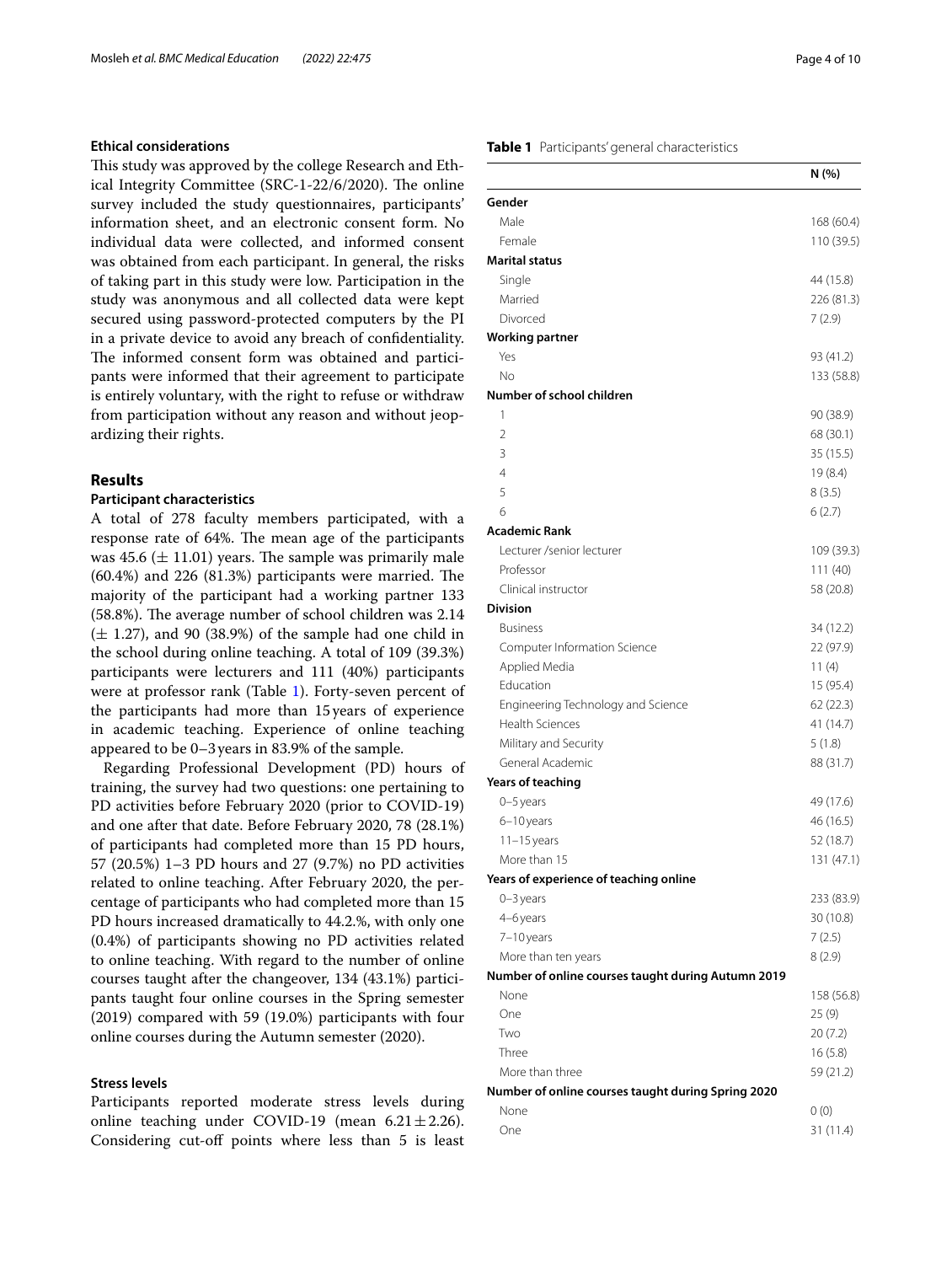### Ethical considerations

This study was approved by the college Research and Ethical Integrity Committee (SRC-1-22/6/2020). The online survey included the study questionnaires, participants' information sheet, and an electronic consent form. No individual data were collected, and informed consent was obtained from each participant. In general, the risks of taking part in this study were low. Participation in the study was anonymous and all collected data were kept secured using password-protected computers by the PI in a private device to avoid any breach of confidentiality. The informed consent form was obtained and participants were informed that their agreement to participate is entirely voluntary, with the right to refuse or withdraw from participation without any reason and without jeopardizing their rights.

## Results

### Participant characteristics

A total of 278 faculty members participated, with a response rate of 64%. The mean age of the participants was 45.6 (± 11.01) years. The sample was primarily male (60.4%) and 226 (81.3%) participants were married. The majority of the participant had a working partner 133 (58.8%). The average number of school children was 2.14 (± 1.27), and 90 (38.9%) of the sample had one child in the school during online teaching. A total of 109 (39.3%) participants were lecturers and 111 (40%) participants were at professor rank (Table 1). Forty-seven percent of the participants had more than 15 years of experience in academic teaching. Experience of online teaching appeared to be 0–3 years in 83.9% of the sample.

Regarding Professional Development (PD) hours of training, the survey had two questions: one pertaining to PD activities before February 2020 (prior to COVID-19) and one after that date. Before February 2020, 78 (28.1%) of participants had completed more than 15 PD hours, 57 (20.5%) 1–3 PD hours and 27 (9.7%) no PD activities related to online teaching. After February 2020, the percentage of participants who had completed more than 15 PD hours increased dramatically to 44.2.%, with only one (0.4%) of participants showing no PD activities related to online teaching. With regard to the number of online courses taught after the changeover, 134 (43.1%) participants taught four online courses in the Spring semester (2019) compared with 59 (19.0%) participants with four online courses during the Autumn semester (2020).

### Stress levels

Participants reported moderate stress levels during online teaching under COVID-19 (mean 6.21 ± 2.26). Considering cut-off points where less than 5 is least

**Table 1** Participants' general characteristics

| | N (%) |
|---|---|
| **Gender** | |
| Male | 168 (60.4) |
| Female | 110 (39.5) |
| **Marital status** | |
| Single | 44 (15.8) |
| Married | 226 (81.3) |
| Divorced | 7 (2.9) |
| **Working partner** | |
| Yes | 93 (41.2) |
| No | 133 (58.8) |
| **Number of school children** | |
| 1 | 90 (38.9) |
| 2 | 68 (30.1) |
| 3 | 35 (15.5) |
| 4 | 19 (8.4) |
| 5 | 8 (3.5) |
| 6 | 6 (2.7) |
| **Academic Rank** | |
| Lecturer /senior lecturer | 109 (39.3) |
| Professor | 111 (40) |
| Clinical instructor | 58 (20.8) |
| **Division** | |
| Business | 34 (12.2) |
| Computer Information Science | 22 (97.9) |
| Applied Media | 11 (4) |
| Education | 15 (95.4) |
| Engineering Technology and Science | 62 (22.3) |
| Health Sciences | 41 (14.7) |
| Military and Security | 5 (1.8) |
| General Academic | 88 (31.7) |
| **Years of teaching** | |
| 0–5 years | 49 (17.6) |
| 6–10 years | 46 (16.5) |
| 11–15 years | 52 (18.7) |
| More than 15 | 131 (47.1) |
| **Years of experience of teaching online** | |
| 0–3 years | 233 (83.9) |
| 4–6 years | 30 (10.8) |
| 7–10 years | 7 (2.5) |
| More than ten years | 8 (2.9) |
| **Number of online courses taught during Autumn 2019** | |
| None | 158 (56.8) |
| One | 25 (9) |
| Two | 20 (7.2) |
| Three | 16 (5.8) |
| More than three | 59 (21.2) |
| **Number of online courses taught during Spring 2020** | |
| None | 0 (0) |
| One | 31 (11.4) |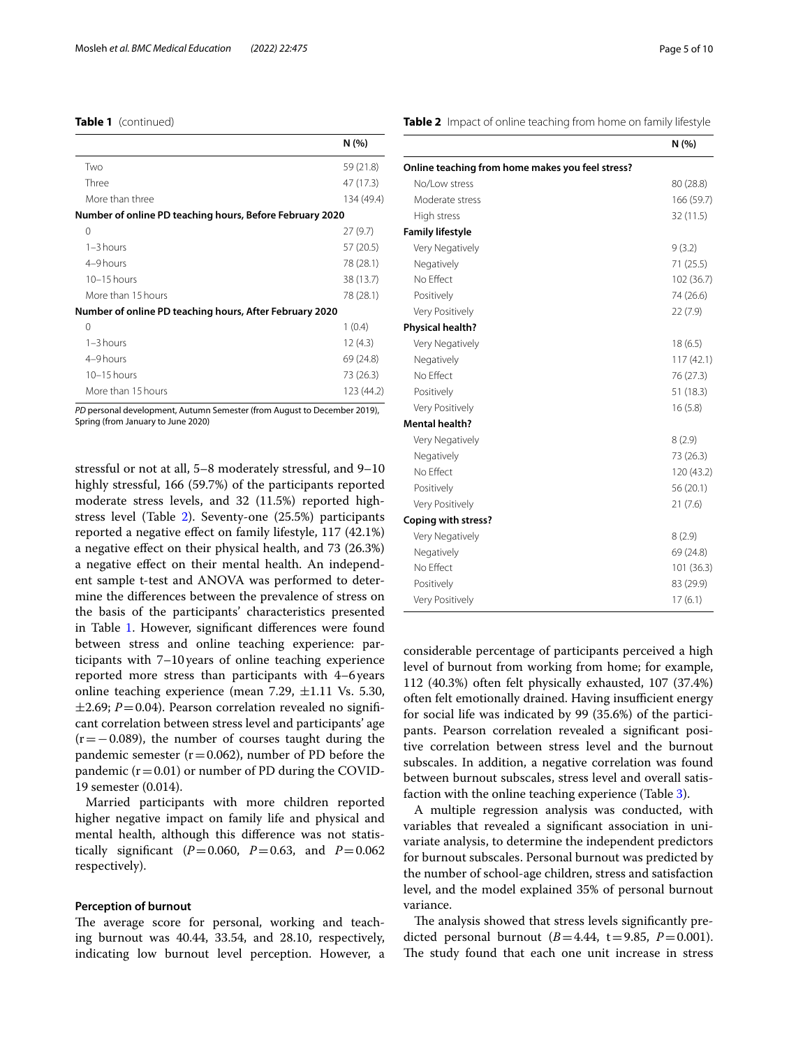**Table 1** (continued)

| | N (%) |
|---|---|
| Two | 59 (21.8) |
| Three | 47 (17.3) |
| More than three | 134 (49.4) |
| **Number of online PD teaching hours, Before February 2020** | |
| 0 | 27 (9.7) |
| 1–3 hours | 57 (20.5) |
| 4–9 hours | 78 (28.1) |
| 10–15 hours | 38 (13.7) |
| More than 15 hours | 78 (28.1) |
| **Number of online PD teaching hours, After February 2020** | |
| 0 | 1 (0.4) |
| 1–3 hours | 12 (4.3) |
| 4–9 hours | 69 (24.8) |
| 10–15 hours | 73 (26.3) |
| More than 15 hours | 123 (44.2) |

*PD* personal development, Autumn Semester (from August to December 2019), Spring (from January to June 2020)

stressful or not at all, 5–8 moderately stressful, and 9–10 highly stressful, 166 (59.7%) of the participants reported moderate stress levels, and 32 (11.5%) reported high-stress level (Table 2). Seventy-one (25.5%) participants reported a negative effect on family lifestyle, 117 (42.1%) a negative effect on their physical health, and 73 (26.3%) a negative effect on their mental health. An independent sample t-test and ANOVA was performed to determine the differences between the prevalence of stress on the basis of the participants' characteristics presented in Table 1. However, significant differences were found between stress and online teaching experience: participants with 7–10 years of online teaching experience reported more stress than participants with 4–6 years online teaching experience (mean 7.29, ±1.11 Vs. 5.30, ±2.69; $P = 0.04$). Pearson correlation revealed no significant correlation between stress level and participants' age ($r = -0.089$), the number of courses taught during the pandemic semester ($r = 0.062$), number of PD before the pandemic ($r = 0.01$) or number of PD during the COVID-19 semester (0.014).

Married participants with more children reported higher negative impact on family life and physical and mental health, although this difference was not statistically significant ($P = 0.060$, $P = 0.63$, and $P = 0.062$ respectively).

### Perception of burnout

The average score for personal, working and teaching burnout was 40.44, 33.54, and 28.10, respectively, indicating low burnout level perception. However, a considerable percentage of participants perceived a high level of burnout from working from home; for example, 112 (40.3%) often felt physically exhausted, 107 (37.4%) often felt emotionally drained. Having insufficient energy for social life was indicated by 99 (35.6%) of the participants. Pearson correlation revealed a significant positive correlation between stress level and the burnout subscales. In addition, a negative correlation was found between burnout subscales, stress level and overall satisfaction with the online teaching experience (Table 3).

**Table 2** Impact of online teaching from home on family lifestyle

| | N (%) |
|---|---|
| **Online teaching from home makes you feel stress?** | |
| No/Low stress | 80 (28.8) |
| Moderate stress | 166 (59.7) |
| High stress | 32 (11.5) |
| **Family lifestyle** | |
| Very Negatively | 9 (3.2) |
| Negatively | 71 (25.5) |
| No Effect | 102 (36.7) |
| Positively | 74 (26.6) |
| Very Positively | 22 (7.9) |
| **Physical health?** | |
| Very Negatively | 18 (6.5) |
| Negatively | 117 (42.1) |
| No Effect | 76 (27.3) |
| Positively | 51 (18.3) |
| Very Positively | 16 (5.8) |
| **Mental health?** | |
| Very Negatively | 8 (2.9) |
| Negatively | 73 (26.3) |
| No Effect | 120 (43.2) |
| Positively | 56 (20.1) |
| Very Positively | 21 (7.6) |
| **Coping with stress?** | |
| Very Negatively | 8 (2.9) |
| Negatively | 69 (24.8) |
| No Effect | 101 (36.3) |
| Positively | 83 (29.9) |
| Very Positively | 17 (6.1) |

A multiple regression analysis was conducted, with variables that revealed a significant association in univariate analysis, to determine the independent predictors for burnout subscales. Personal burnout was predicted by the number of school-age children, stress and satisfaction level, and the model explained 35% of personal burnout variance.

The analysis showed that stress levels significantly predicted personal burnout ($B = 4.44$, $t = 9.85$, $P = 0.001$). The study found that each one unit increase in stress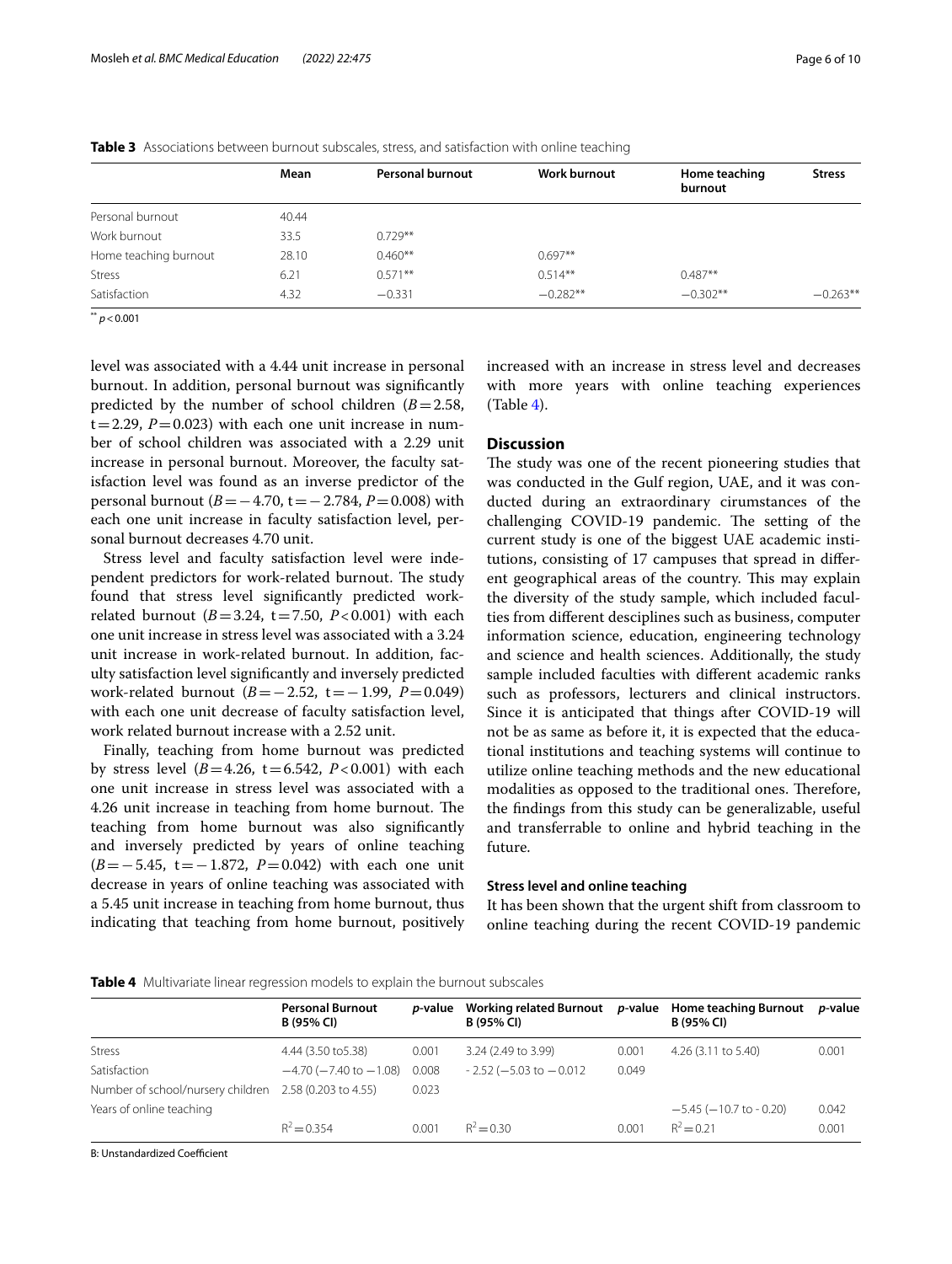**Table 3** Associations between burnout subscales, stress, and satisfaction with online teaching

| | Mean | Personal burnout | Work burnout | Home teaching burnout | Stress |
|---|---|---|---|---|---|
| Personal burnout | 40.44 | | | | |
| Work burnout | 33.5 | 0.729** | | | |
| Home teaching burnout | 28.10 | 0.460** | 0.697** | | |
| Stress | 6.21 | 0.571** | 0.514** | 0.487** | |
| Satisfaction | 4.32 | −0.331 | −0.282** | −0.302** | −0.263** |

** $p < 0.001$

level was associated with a 4.44 unit increase in personal burnout. In addition, personal burnout was significantly predicted by the number of school children ($B = 2.58$, $t = 2.29$, $P = 0.023$) with each one unit increase in number of school children was associated with a 2.29 unit increase in personal burnout. Moreover, the faculty satisfaction level was found as an inverse predictor of the personal burnout ($B = -4.70$, $t = -2.784$, $P = 0.008$) with each one unit increase in faculty satisfaction level, personal burnout decreases 4.70 unit.

Stress level and faculty satisfaction level were independent predictors for work-related burnout. The study found that stress level significantly predicted work-related burnout ($B = 3.24$, $t = 7.50$, $P < 0.001$) with each one unit increase in stress level was associated with a 3.24 unit increase in work-related burnout. In addition, faculty satisfaction level significantly and inversely predicted work-related burnout ($B = -2.52$, $t = -1.99$, $P = 0.049$) with each one unit decrease of faculty satisfaction level, work related burnout increase with a 2.52 unit.

Finally, teaching from home burnout was predicted by stress level ($B = 4.26$, $t = 6.542$, $P < 0.001$) with each one unit increase in stress level was associated with a 4.26 unit increase in teaching from home burnout. The teaching from home burnout was also significantly and inversely predicted by years of online teaching ($B = -5.45$, $t = -1.872$, $P = 0.042$) with each one unit decrease in years of online teaching was associated with a 5.45 unit increase in teaching from home burnout, thus indicating that teaching from home burnout, positively increased with an increase in stress level and decreases with more years with online teaching experiences (Table 4).

## Discussion

The study was one of the recent pioneering studies that was conducted in the Gulf region, UAE, and it was conducted during an extraordinary cirumstances of the challenging COVID-19 pandemic. The setting of the current study is one of the biggest UAE academic institutions, consisting of 17 campuses that spread in different geographical areas of the country. This may explain the diversity of the study sample, which included faculties from different desciplines such as business, computer information science, education, engineering technology and science and health sciences. Additionally, the study sample included faculties with different academic ranks such as professors, lecturers and clinical instructors. Since it is anticipated that things after COVID-19 will not be as same as before it, it is expected that the educational institutions and teaching systems will continue to utilize online teaching methods and the new educational modalities as opposed to the traditional ones. Therefore, the findings from this study can be generalizable, useful and transferrable to online and hybrid teaching in the future.

### Stress level and online teaching

It has been shown that the urgent shift from classroom to online teaching during the recent COVID-19 pandemic

**Table 4** Multivariate linear regression models to explain the burnout subscales

| | Personal Burnout B (95% CI) | *p*-value | Working related Burnout B (95% CI) | *p*-value | Home teaching Burnout B (95% CI) | *p*-value |
|---|---|---|---|---|---|---|
| Stress | 4.44 (3.50 to5.38) | 0.001 | 3.24 (2.49 to 3.99) | 0.001 | 4.26 (3.11 to 5.40) | 0.001 |
| Satisfaction | −4.70 (−7.40 to −1.08) | 0.008 | - 2.52 (−5.03 to −0.012 | 0.049 | | |
| Number of school/nursery children | 2.58 (0.203 to 4.55) | 0.023 | | | | |
| Years of online teaching | | | | | −5.45 (−10.7 to - 0.20) | 0.042 |
| | $R^2 = 0.354$ | 0.001 | $R^2 = 0.30$ | 0.001 | $R^2 = 0.21$ | 0.001 |

B: Unstandardized Coefficient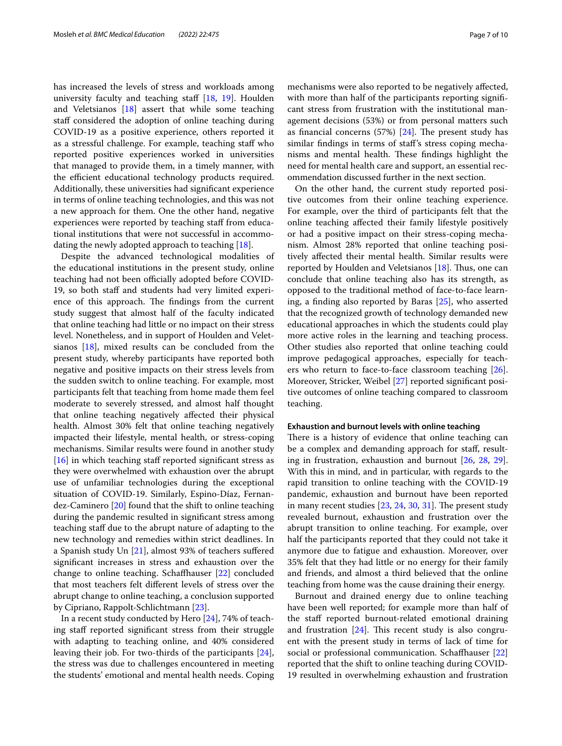has increased the levels of stress and workloads among university faculty and teaching staff [18, 19]. Houlden and Veletsianos [18] assert that while some teaching staff considered the adoption of online teaching during COVID-19 as a positive experience, others reported it as a stressful challenge. For example, teaching staff who reported positive experiences worked in universities that managed to provide them, in a timely manner, with the efficient educational technology products required. Additionally, these universities had significant experience in terms of online teaching technologies, and this was not a new approach for them. One the other hand, negative experiences were reported by teaching staff from educational institutions that were not successful in accommodating the newly adopted approach to teaching [18].

Despite the advanced technological modalities of the educational institutions in the present study, online teaching had not been officially adopted before COVID-19, so both staff and students had very limited experience of this approach. The findings from the current study suggest that almost half of the faculty indicated that online teaching had little or no impact on their stress level. Nonetheless, and in support of Houlden and Veletsianos [18], mixed results can be concluded from the present study, whereby participants have reported both negative and positive impacts on their stress levels from the sudden switch to online teaching. For example, most participants felt that teaching from home made them feel moderate to severely stressed, and almost half thought that online teaching negatively affected their physical health. Almost 30% felt that online teaching negatively impacted their lifestyle, mental health, or stress-coping mechanisms. Similar results were found in another study [16] in which teaching staff reported significant stress as they were overwhelmed with exhaustion over the abrupt use of unfamiliar technologies during the exceptional situation of COVID-19. Similarly, Espino-Díaz, Fernandez-Caminero [20] found that the shift to online teaching during the pandemic resulted in significant stress among teaching staff due to the abrupt nature of adapting to the new technology and remedies within strict deadlines. In a Spanish study Un [21], almost 93% of teachers suffered significant increases in stress and exhaustion over the change to online teaching. Schaffhauser [22] concluded that most teachers felt different levels of stress over the abrupt change to online teaching, a conclusion supported by Cipriano, Rappolt-Schlichtmann [23].

In a recent study conducted by Hero [24], 74% of teaching staff reported significant stress from their struggle with adapting to teaching online, and 40% considered leaving their job. For two-thirds of the participants [24], the stress was due to challenges encountered in meeting the students' emotional and mental health needs. Coping mechanisms were also reported to be negatively affected, with more than half of the participants reporting significant stress from frustration with the institutional management decisions (53%) or from personal matters such as financial concerns (57%) [24]. The present study has similar findings in terms of staff's stress coping mechanisms and mental health. These findings highlight the need for mental health care and support, an essential recommendation discussed further in the next section.

On the other hand, the current study reported positive outcomes from their online teaching experience. For example, over the third of participants felt that the online teaching affected their family lifestyle positively or had a positive impact on their stress-coping mechanism. Almost 28% reported that online teaching positively affected their mental health. Similar results were reported by Houlden and Veletsianos [18]. Thus, one can conclude that online teaching also has its strength, as opposed to the traditional method of face-to-face learning, a finding also reported by Baras [25], who asserted that the recognized growth of technology demanded new educational approaches in which the students could play more active roles in the learning and teaching process. Other studies also reported that online teaching could improve pedagogical approaches, especially for teachers who return to face-to-face classroom teaching [26]. Moreover, Stricker, Weibel [27] reported significant positive outcomes of online teaching compared to classroom teaching.

#### Exhaustion and burnout levels with online teaching

There is a history of evidence that online teaching can be a complex and demanding approach for staff, resulting in frustration, exhaustion and burnout [26, 28, 29]. With this in mind, and in particular, with regards to the rapid transition to online teaching with the COVID-19 pandemic, exhaustion and burnout have been reported in many recent studies [23, 24, 30, 31]. The present study revealed burnout, exhaustion and frustration over the abrupt transition to online teaching. For example, over half the participants reported that they could not take it anymore due to fatigue and exhaustion. Moreover, over 35% felt that they had little or no energy for their family and friends, and almost a third believed that the online teaching from home was the cause draining their energy.

Burnout and drained energy due to online teaching have been well reported; for example more than half of the staff reported burnout-related emotional draining and frustration [24]. This recent study is also congruent with the present study in terms of lack of time for social or professional communication. Schaffhauser [22] reported that the shift to online teaching during COVID-19 resulted in overwhelming exhaustion and frustration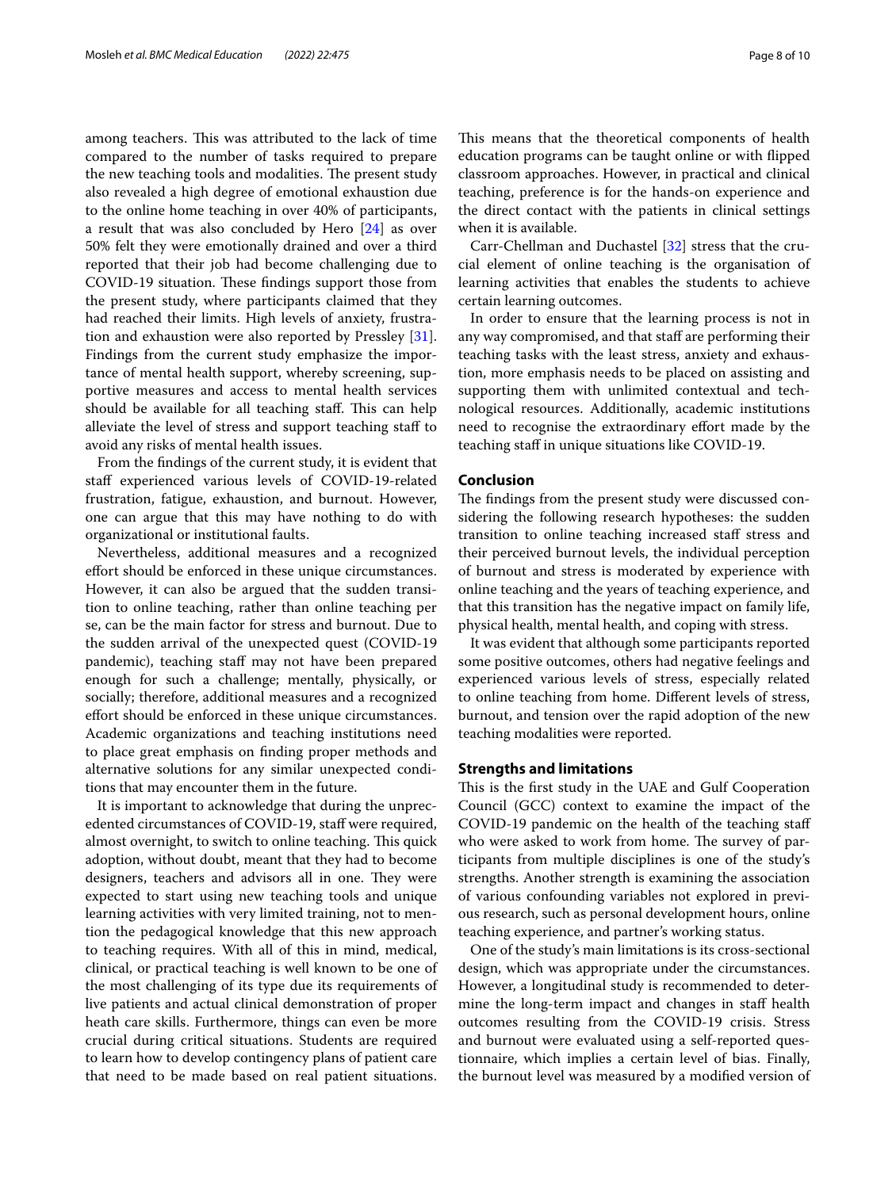among teachers. This was attributed to the lack of time compared to the number of tasks required to prepare the new teaching tools and modalities. The present study also revealed a high degree of emotional exhaustion due to the online home teaching in over 40% of participants, a result that was also concluded by Hero [24] as over 50% felt they were emotionally drained and over a third reported that their job had become challenging due to COVID-19 situation. These findings support those from the present study, where participants claimed that they had reached their limits. High levels of anxiety, frustration and exhaustion were also reported by Pressley [31]. Findings from the current study emphasize the importance of mental health support, whereby screening, supportive measures and access to mental health services should be available for all teaching staff. This can help alleviate the level of stress and support teaching staff to avoid any risks of mental health issues.

From the findings of the current study, it is evident that staff experienced various levels of COVID-19-related frustration, fatigue, exhaustion, and burnout. However, one can argue that this may have nothing to do with organizational or institutional faults.

Nevertheless, additional measures and a recognized effort should be enforced in these unique circumstances. However, it can also be argued that the sudden transition to online teaching, rather than online teaching per se, can be the main factor for stress and burnout. Due to the sudden arrival of the unexpected quest (COVID-19 pandemic), teaching staff may not have been prepared enough for such a challenge; mentally, physically, or socially; therefore, additional measures and a recognized effort should be enforced in these unique circumstances. Academic organizations and teaching institutions need to place great emphasis on finding proper methods and alternative solutions for any similar unexpected conditions that may encounter them in the future.

It is important to acknowledge that during the unprecedented circumstances of COVID-19, staff were required, almost overnight, to switch to online teaching. This quick adoption, without doubt, meant that they had to become designers, teachers and advisors all in one. They were expected to start using new teaching tools and unique learning activities with very limited training, not to mention the pedagogical knowledge that this new approach to teaching requires. With all of this in mind, medical, clinical, or practical teaching is well known to be one of the most challenging of its type due its requirements of live patients and actual clinical demonstration of proper heath care skills. Furthermore, things can even be more crucial during critical situations. Students are required to learn how to develop contingency plans of patient care that need to be made based on real patient situations. This means that the theoretical components of health education programs can be taught online or with flipped classroom approaches. However, in practical and clinical teaching, preference is for the hands-on experience and the direct contact with the patients in clinical settings when it is available.

Carr-Chellman and Duchastel [32] stress that the crucial element of online teaching is the organisation of learning activities that enables the students to achieve certain learning outcomes.

In order to ensure that the learning process is not in any way compromised, and that staff are performing their teaching tasks with the least stress, anxiety and exhaustion, more emphasis needs to be placed on assisting and supporting them with unlimited contextual and technological resources. Additionally, academic institutions need to recognise the extraordinary effort made by the teaching staff in unique situations like COVID-19.

## Conclusion

The findings from the present study were discussed considering the following research hypotheses: the sudden transition to online teaching increased staff stress and their perceived burnout levels, the individual perception of burnout and stress is moderated by experience with online teaching and the years of teaching experience, and that this transition has the negative impact on family life, physical health, mental health, and coping with stress.

It was evident that although some participants reported some positive outcomes, others had negative feelings and experienced various levels of stress, especially related to online teaching from home. Different levels of stress, burnout, and tension over the rapid adoption of the new teaching modalities were reported.

## Strengths and limitations

This is the first study in the UAE and Gulf Cooperation Council (GCC) context to examine the impact of the COVID-19 pandemic on the health of the teaching staff who were asked to work from home. The survey of participants from multiple disciplines is one of the study's strengths. Another strength is examining the association of various confounding variables not explored in previous research, such as personal development hours, online teaching experience, and partner's working status.

One of the study's main limitations is its cross-sectional design, which was appropriate under the circumstances. However, a longitudinal study is recommended to determine the long-term impact and changes in staff health outcomes resulting from the COVID-19 crisis. Stress and burnout were evaluated using a self-reported questionnaire, which implies a certain level of bias. Finally, the burnout level was measured by a modified version of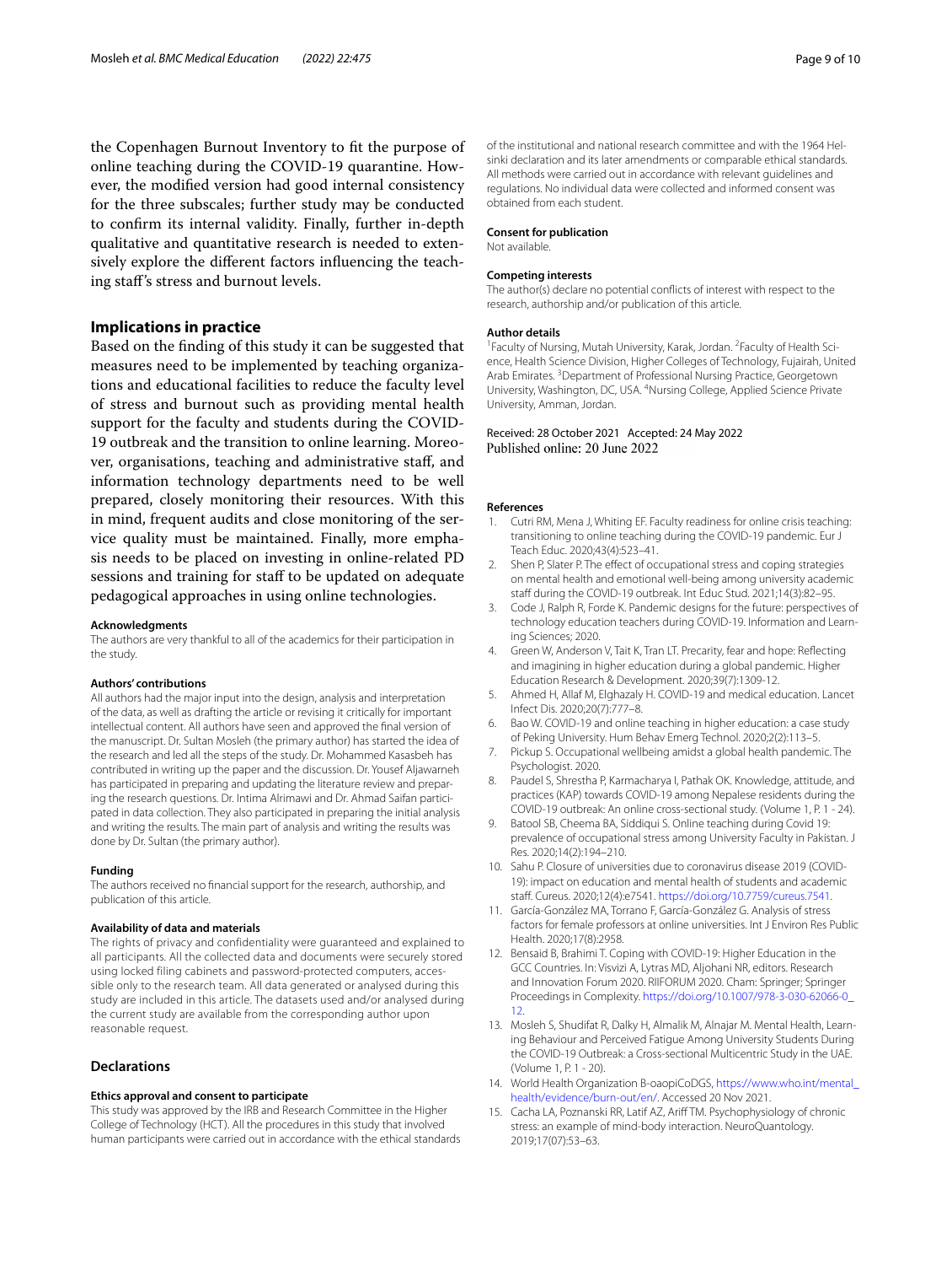the Copenhagen Burnout Inventory to fit the purpose of online teaching during the COVID-19 quarantine. However, the modified version had good internal consistency for the three subscales; further study may be conducted to confirm its internal validity. Finally, further in-depth qualitative and quantitative research is needed to extensively explore the different factors influencing the teaching staff's stress and burnout levels.

## Implications in practice

Based on the finding of this study it can be suggested that measures need to be implemented by teaching organizations and educational facilities to reduce the faculty level of stress and burnout such as providing mental health support for the faculty and students during the COVID-19 outbreak and the transition to online learning. Moreover, organisations, teaching and administrative staff, and information technology departments need to be well prepared, closely monitoring their resources. With this in mind, frequent audits and close monitoring of the service quality must be maintained. Finally, more emphasis needs to be placed on investing in online-related PD sessions and training for staff to be updated on adequate pedagogical approaches in using online technologies.

#### Acknowledgments

The authors are very thankful to all of the academics for their participation in the study.

#### Authors' contributions

All authors had the major input into the design, analysis and interpretation of the data, as well as drafting the article or revising it critically for important intellectual content. All authors have seen and approved the final version of the manuscript. Dr. Sultan Mosleh (the primary author) has started the idea of the research and led all the steps of the study. Dr. Mohammed Kasasbeh has contributed in writing up the paper and the discussion. Dr. Yousef Aljawarneh has participated in preparing and updating the literature review and preparing the research questions. Dr. Intima Alrimawi and Dr. Ahmad Saifan participated in data collection. They also participated in preparing the initial analysis and writing the results. The main part of analysis and writing the results was done by Dr. Sultan (the primary author).

#### Funding

The authors received no financial support for the research, authorship, and publication of this article.

#### Availability of data and materials

The rights of privacy and confidentiality were guaranteed and explained to all participants. All the collected data and documents were securely stored using locked filing cabinets and password-protected computers, accessible only to the research team. All data generated or analysed during this study are included in this article. The datasets used and/or analysed during the current study are available from the corresponding author upon reasonable request.

## Declarations

#### Ethics approval and consent to participate

This study was approved by the IRB and Research Committee in the Higher College of Technology (HCT). All the procedures in this study that involved human participants were carried out in accordance with the ethical standards of the institutional and national research committee and with the 1964 Helsinki declaration and its later amendments or comparable ethical standards. All methods were carried out in accordance with relevant guidelines and regulations. No individual data were collected and informed consent was obtained from each student.

#### Consent for publication

Not available.

#### Competing interests

The author(s) declare no potential conflicts of interest with respect to the research, authorship and/or publication of this article.

#### Author details

[1]Faculty of Nursing, Mutah University, Karak, Jordan. [2]Faculty of Health Science, Health Science Division, Higher Colleges of Technology, Fujairah, United Arab Emirates. [3]Department of Professional Nursing Practice, Georgetown University, Washington, DC, USA. [4]Nursing College, Applied Science Private University, Amman, Jordan.

Received: 28 October 2021 Accepted: 24 May 2022
Published online: 20 June 2022

#### References

1. Cutri RM, Mena J, Whiting EF. Faculty readiness for online crisis teaching: transitioning to online teaching during the COVID-19 pandemic. Eur J Teach Educ. 2020;43(4):523–41.
2. Shen P, Slater P. The effect of occupational stress and coping strategies on mental health and emotional well-being among university academic staff during the COVID-19 outbreak. Int Educ Stud. 2021;14(3):82–95.
3. Code J, Ralph R, Forde K. Pandemic designs for the future: perspectives of technology education teachers during COVID-19. Information and Learning Sciences; 2020.
4. Green W, Anderson V, Tait K, Tran LT. Precarity, fear and hope: Reflecting and imagining in higher education during a global pandemic. Higher Education Research & Development. 2020;39(7):1309-12.
5. Ahmed H, Allaf M, Elghazaly H. COVID-19 and medical education. Lancet Infect Dis. 2020;20(7):777–8.
6. Bao W. COVID-19 and online teaching in higher education: a case study of Peking University. Hum Behav Emerg Technol. 2020;2(2):113–5.
7. Pickup S. Occupational wellbeing amidst a global health pandemic. The Psychologist. 2020.
8. Paudel S, Shrestha P, Karmacharya I, Pathak OK. Knowledge, attitude, and practices (KAP) towards COVID-19 among Nepalese residents during the COVID-19 outbreak: An online cross-sectional study. (Volume 1, P. 1 - 24).
9. Batool SB, Cheema BA, Siddiqui S. Online teaching during Covid 19: prevalence of occupational stress among University Faculty in Pakistan. J Res. 2020;14(2):194–210.
10. Sahu P. Closure of universities due to coronavirus disease 2019 (COVID-19): impact on education and mental health of students and academic staff. Cureus. 2020;12(4):e7541. https://doi.org/10.7759/cureus.7541.
11. García-González MA, Torrano F, García-González G. Analysis of stress factors for female professors at online universities. Int J Environ Res Public Health. 2020;17(8):2958.
12. Bensaid B, Brahimi T. Coping with COVID-19: Higher Education in the GCC Countries. In: Visvizi A, Lytras MD, Aljohani NR, editors. Research and Innovation Forum 2020. RIIFORUM 2020. Cham: Springer; Springer Proceedings in Complexity. https://doi.org/10.1007/978-3-030-62066-0_12.
13. Mosleh S, Shudifat R, Dalky H, Almalik M, Alnajar M. Mental Health, Learning Behaviour and Perceived Fatigue Among University Students During the COVID-19 Outbreak: a Cross-sectional Multicentric Study in the UAE. (Volume 1, P. 1 - 20).
14. World Health Organization B-oaopiCoDGS, https://www.who.int/mental_health/evidence/burn-out/en/. Accessed 20 Nov 2021.
15. Cacha LA, Poznanski RR, Latif AZ, Ariff TM. Psychophysiology of chronic stress: an example of mind-body interaction. NeuroQuantology. 2019;17(07):53–63.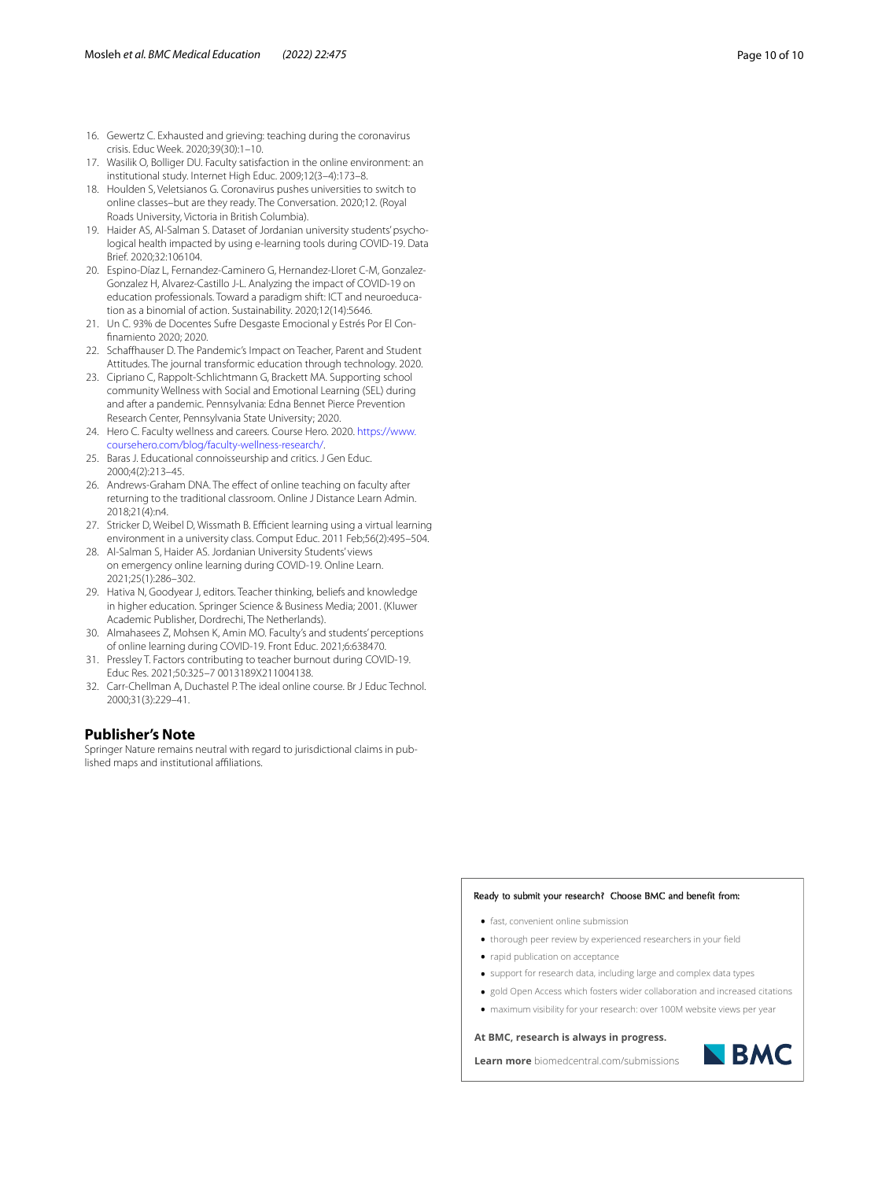16. Gewertz C. Exhausted and grieving: teaching during the coronavirus crisis. Educ Week. 2020;39(30):1–10.
17. Wasilik O, Bolliger DU. Faculty satisfaction in the online environment: an institutional study. Internet High Educ. 2009;12(3–4):173–8.
18. Houlden S, Veletsianos G. Coronavirus pushes universities to switch to online classes–but are they ready. The Conversation. 2020;12. (Royal Roads University, Victoria in British Columbia).
19. Haider AS, Al-Salman S. Dataset of Jordanian university students' psychological health impacted by using e-learning tools during COVID-19. Data Brief. 2020;32:106104.
20. Espino-Díaz L, Fernandez-Caminero G, Hernandez-Lloret C-M, Gonzalez-Gonzalez H, Alvarez-Castillo J-L. Analyzing the impact of COVID-19 on education professionals. Toward a paradigm shift: ICT and neuroeducation as a binomial of action. Sustainability. 2020;12(14):5646.
21. Un C. 93% de Docentes Sufre Desgaste Emocional y Estrés Por El Confinamiento 2020; 2020.
22. Schaffhauser D. The Pandemic's Impact on Teacher, Parent and Student Attitudes. The journal transformic education through technology. 2020.
23. Cipriano C, Rappolt-Schlichtmann G, Brackett MA. Supporting school community Wellness with Social and Emotional Learning (SEL) during and after a pandemic. Pennsylvania: Edna Bennet Pierce Prevention Research Center, Pennsylvania State University; 2020.
24. Hero C. Faculty wellness and careers. Course Hero. 2020. https://www.coursehero.com/blog/faculty-wellness-research/.
25. Baras J. Educational connoisseurship and critics. J Gen Educ. 2000;4(2):213–45.
26. Andrews-Graham DNA. The effect of online teaching on faculty after returning to the traditional classroom. Online J Distance Learn Admin. 2018;21(4):n4.
27. Stricker D, Weibel D, Wissmath B. Efficient learning using a virtual learning environment in a university class. Comput Educ. 2011 Feb;56(2):495–504.
28. Al-Salman S, Haider AS. Jordanian University Students' views on emergency online learning during COVID-19. Online Learn. 2021;25(1):286–302.
29. Hativa N, Goodyear J, editors. Teacher thinking, beliefs and knowledge in higher education. Springer Science & Business Media; 2001. (Kluwer Academic Publisher, Dordrechi, The Netherlands).
30. Almahasees Z, Mohsen K, Amin MO. Faculty's and students' perceptions of online learning during COVID-19. Front Educ. 2021;6:638470.
31. Pressley T. Factors contributing to teacher burnout during COVID-19. Educ Res. 2021;50:325–7 0013189X211004138.
32. Carr-Chellman A, Duchastel P. The ideal online course. Br J Educ Technol. 2000;31(3):229–41.

## Publisher's Note

Springer Nature remains neutral with regard to jurisdictional claims in published maps and institutional affiliations.

Ready to submit your research? Choose BMC and benefit from:

- fast, convenient online submission
- thorough peer review by experienced researchers in your field
- rapid publication on acceptance
- support for research data, including large and complex data types
- gold Open Access which fosters wider collaboration and increased citations
- maximum visibility for your research: over 100M website views per year

**At BMC, research is always in progress.**

**Learn more** biomedcentral.com/submissions

BMC